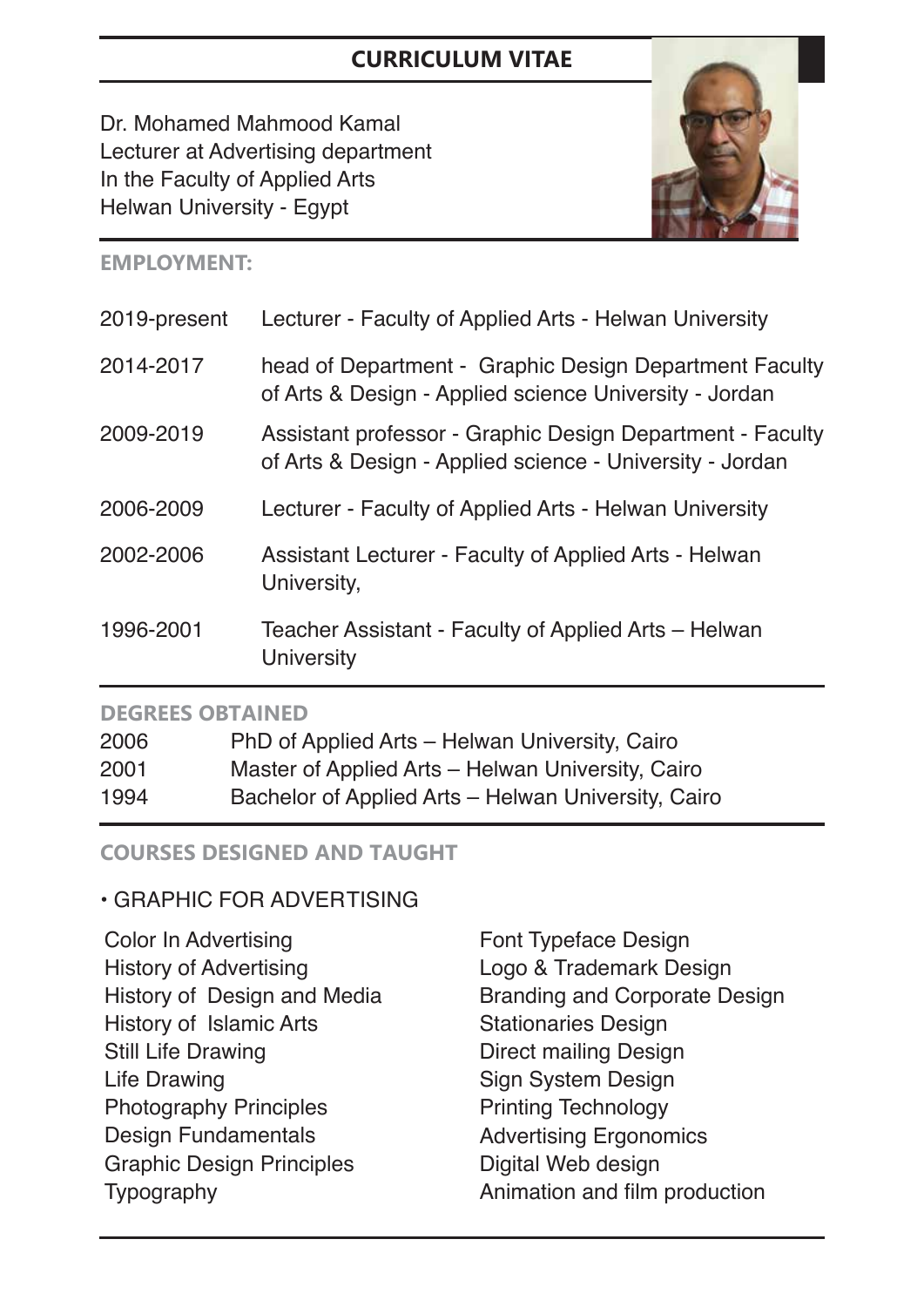# CURRICULUM VITAE

Dr. Mohamed Mahmood Kamal
Lecturer at Advertising department
In the Faculty of Applied Arts
Helwan University - Egypt

## EMPLOYMENT:

| | |
|---|---|
| 2019-present | Lecturer - Faculty of Applied Arts - Helwan University |
| 2014-2017 | head of Department - Graphic Design Department Faculty of Arts & Design - Applied science University - Jordan |
| 2009-2019 | Assistant professor - Graphic Design Department - Faculty of Arts & Design - Applied science - University - Jordan |
| 2006-2009 | Lecturer - Faculty of Applied Arts - Helwan University |
| 2002-2006 | Assistant Lecturer - Faculty of Applied Arts - Helwan University, |
| 1996-2001 | Teacher Assistant - Faculty of Applied Arts – Helwan University |

## DEGREES OBTAINED

| | |
|---|---|
| 2006 | PhD of Applied Arts – Helwan University, Cairo |
| 2001 | Master of Applied Arts – Helwan University, Cairo |
| 1994 | Bachelor of Applied Arts – Helwan University, Cairo |

## COURSES DESIGNED AND TAUGHT

• GRAPHIC FOR ADVERTISING

- Color In Advertising
- History of Advertising
- History of Design and Media
- History of Islamic Arts
- Still Life Drawing
- Life Drawing
- Photography Principles
- Design Fundamentals
- Graphic Design Principles
- Typography
- Font Typeface Design
- Logo & Trademark Design
- Branding and Corporate Design
- Stationaries Design
- Direct mailing Design
- Sign System Design
- Printing Technology
- Advertising Ergonomics
- Digital Web design
- Animation and film production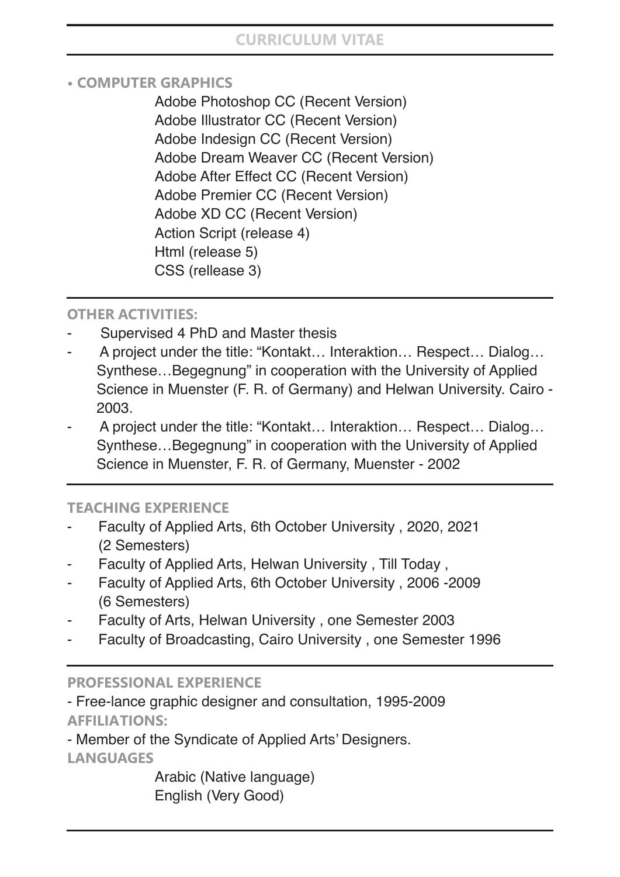## CURRICULUM VITAE

### • COMPUTER GRAPHICS

Adobe Photoshop CC (Recent Version)
Adobe Illustrator CC (Recent Version)
Adobe Indesign CC (Recent Version)
Adobe Dream Weaver CC (Recent Version)
Adobe After Effect CC (Recent Version)
Adobe Premier CC (Recent Version)
Adobe XD CC (Recent Version)
Action Script (release 4)
Html (release 5)
CSS (rellease 3)

### OTHER ACTIVITIES:

- Supervised 4 PhD and Master thesis
- A project under the title: "Kontakt… Interaktion… Respect… Dialog… Synthese…Begegnung" in cooperation with the University of Applied Science in Muenster (F. R. of Germany) and Helwan University. Cairo - 2003.
- A project under the title: "Kontakt… Interaktion… Respect… Dialog… Synthese…Begegnung" in cooperation with the University of Applied Science in Muenster, F. R. of Germany, Muenster - 2002

### TEACHING EXPERIENCE

- Faculty of Applied Arts, 6th October University , 2020, 2021 (2 Semesters)
- Faculty of Applied Arts, Helwan University , Till Today ,
- Faculty of Applied Arts, 6th October University , 2006 -2009 (6 Semesters)
- Faculty of Arts, Helwan University , one Semester 2003
- Faculty of Broadcasting, Cairo University , one Semester 1996

### PROFESSIONAL EXPERIENCE

- Free-lance graphic designer and consultation, 1995-2009

### AFFILIATIONS:

- Member of the Syndicate of Applied Arts' Designers.

### LANGUAGES

Arabic (Native language)
English (Very Good)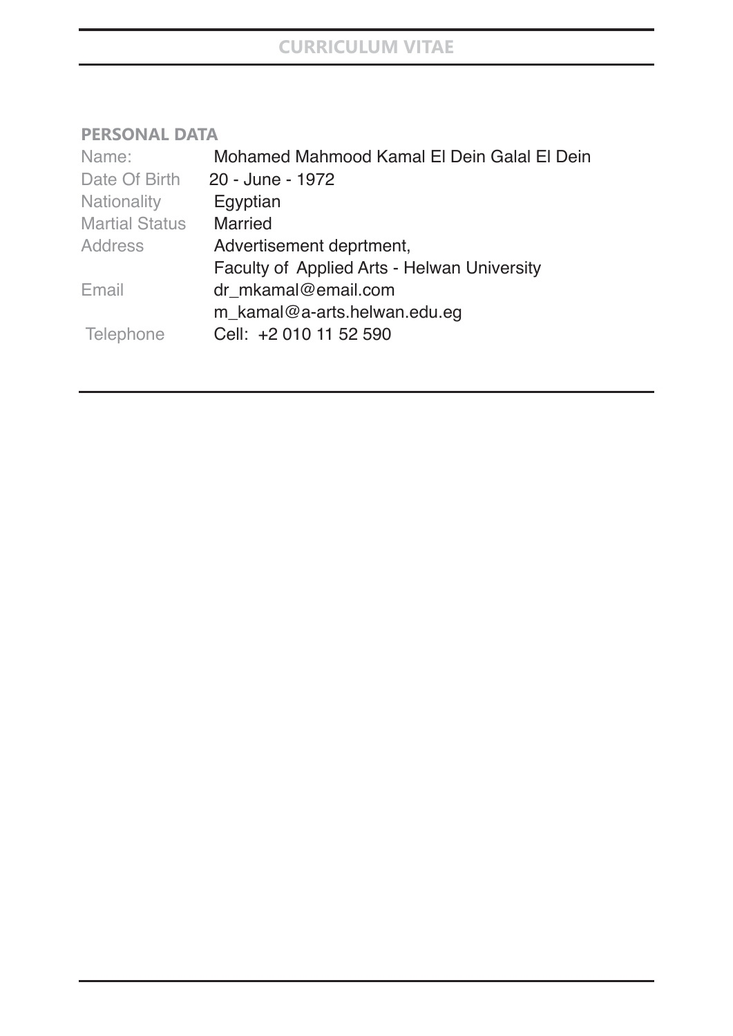# CURRICULUM VITAE

## PERSONAL DATA

| | |
|---|---|
| Name: | Mohamed Mahmood Kamal El Dein Galal El Dein |
| Date Of Birth | 20 - June - 1972 |
| Nationality | Egyptian |
| Martial Status | Married |
| Address | Advertisement deprtment,<br>Faculty of Applied Arts - Helwan University |
| Email | dr_mkamal@email.com<br>m_kamal@a-arts.helwan.edu.eg |
| Telephone | Cell: +2 010 11 52 590 |